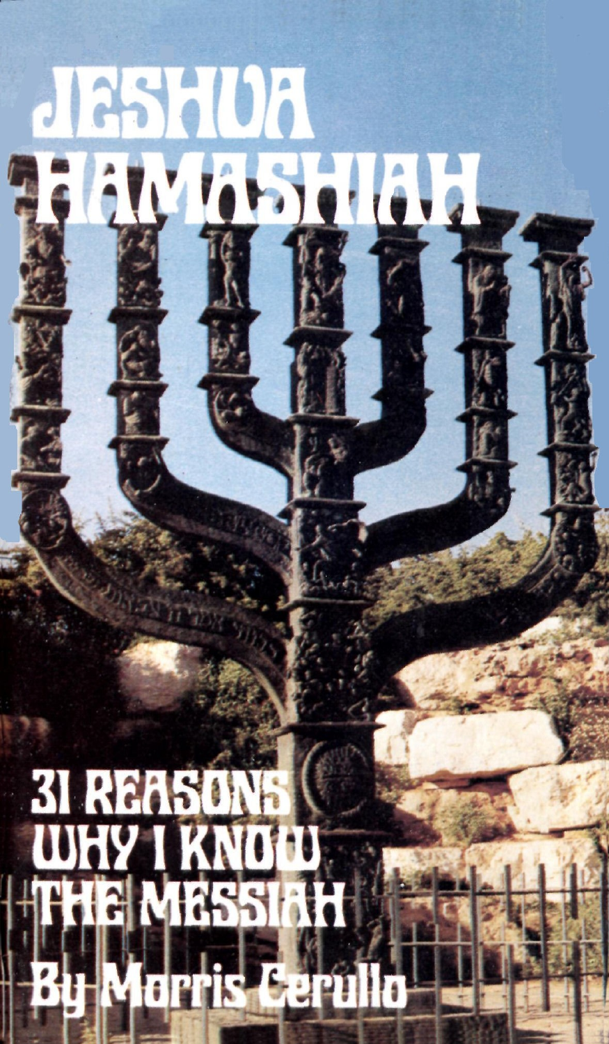# JESHUA HAMASHIAH

## 31 REASONS WHY I KNOW THE MESSIAH

By Morris Cerullo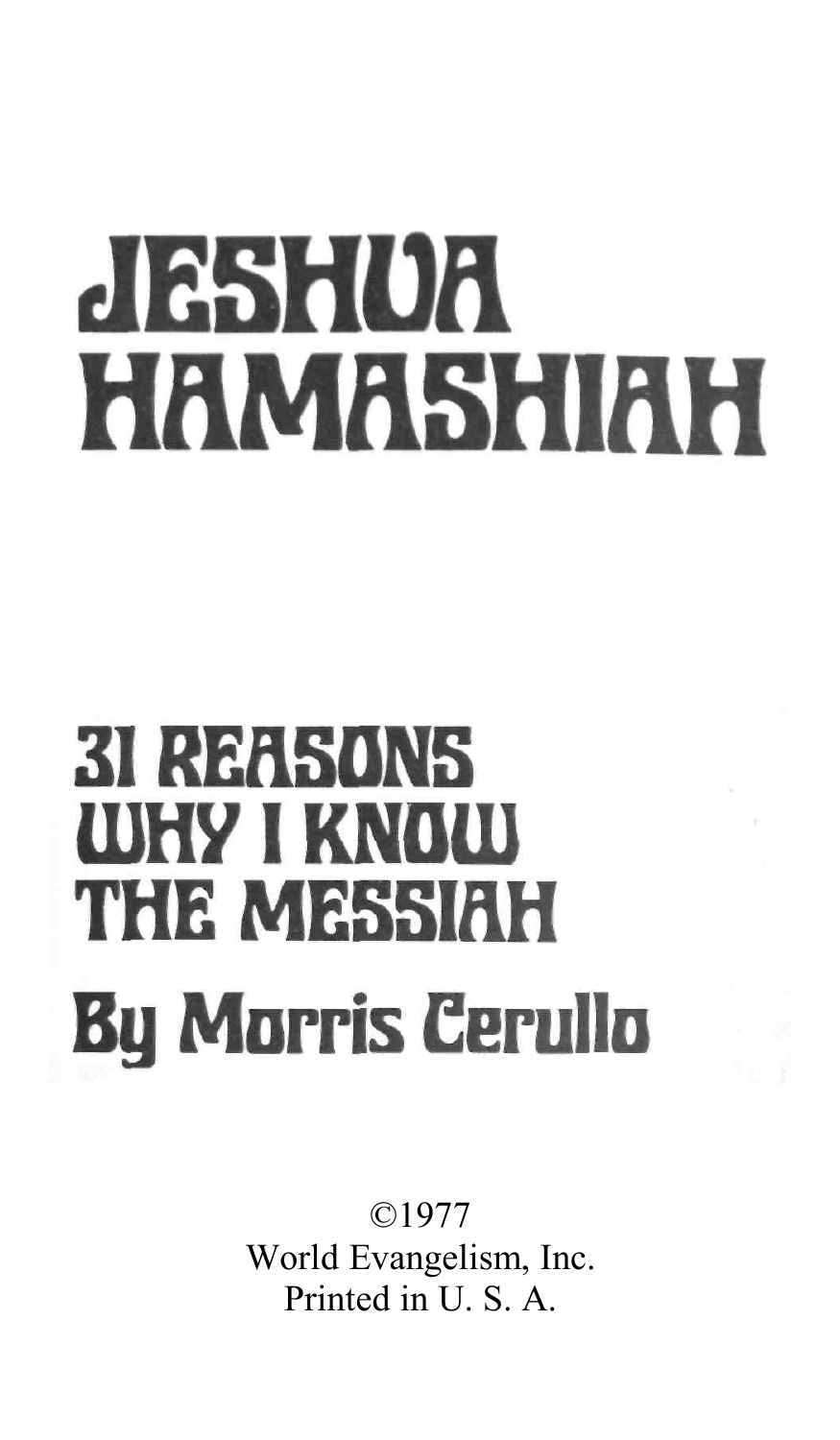# JESHUA HAMASHIAH

## 31 REASONS WHY I KNOW THE MESSIAH

## By Morris Cerullo

©1977
World Evangelism, Inc.
Printed in U. S. A.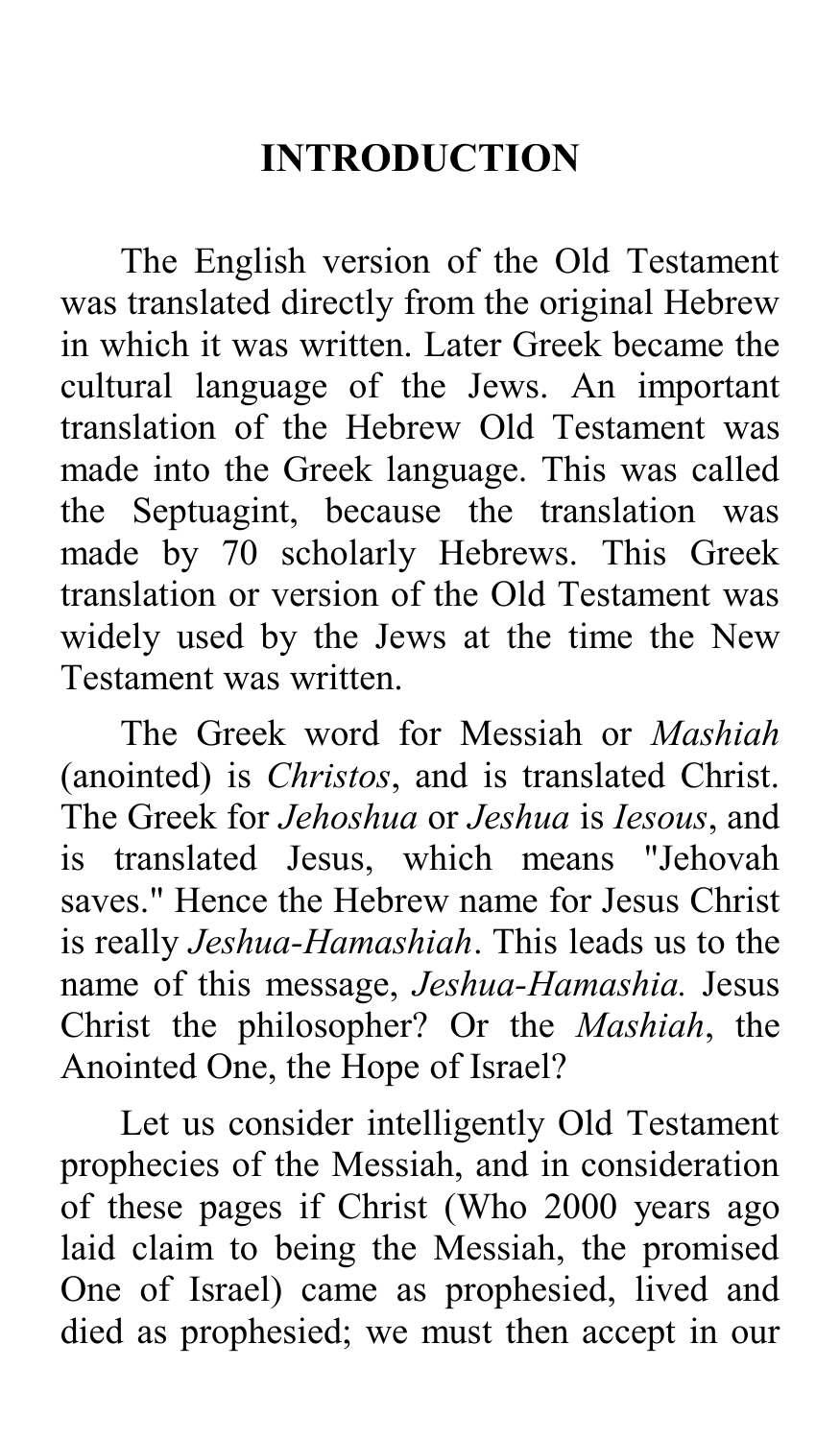# INTRODUCTION

The English version of the Old Testament was translated directly from the original Hebrew in which it was written. Later Greek became the cultural language of the Jews. An important translation of the Hebrew Old Testament was made into the Greek language. This was called the Septuagint, because the translation was made by 70 scholarly Hebrews. This Greek translation or version of the Old Testament was widely used by the Jews at the time the New Testament was written.

The Greek word for Messiah or *Mashiah* (anointed) is *Christos*, and is translated Christ. The Greek for *Jehoshua* or *Jeshua* is *Iesous*, and is translated Jesus, which means "Jehovah saves." Hence the Hebrew name for Jesus Christ is really *Jeshua-Hamashiah*. This leads us to the name of this message, *Jeshua-Hamashia.* Jesus Christ the philosopher? Or the *Mashiah*, the Anointed One, the Hope of Israel?

Let us consider intelligently Old Testament prophecies of the Messiah, and in consideration of these pages if Christ (Who 2000 years ago laid claim to being the Messiah, the promised One of Israel) came as prophesied, lived and died as prophesied; we must then accept in our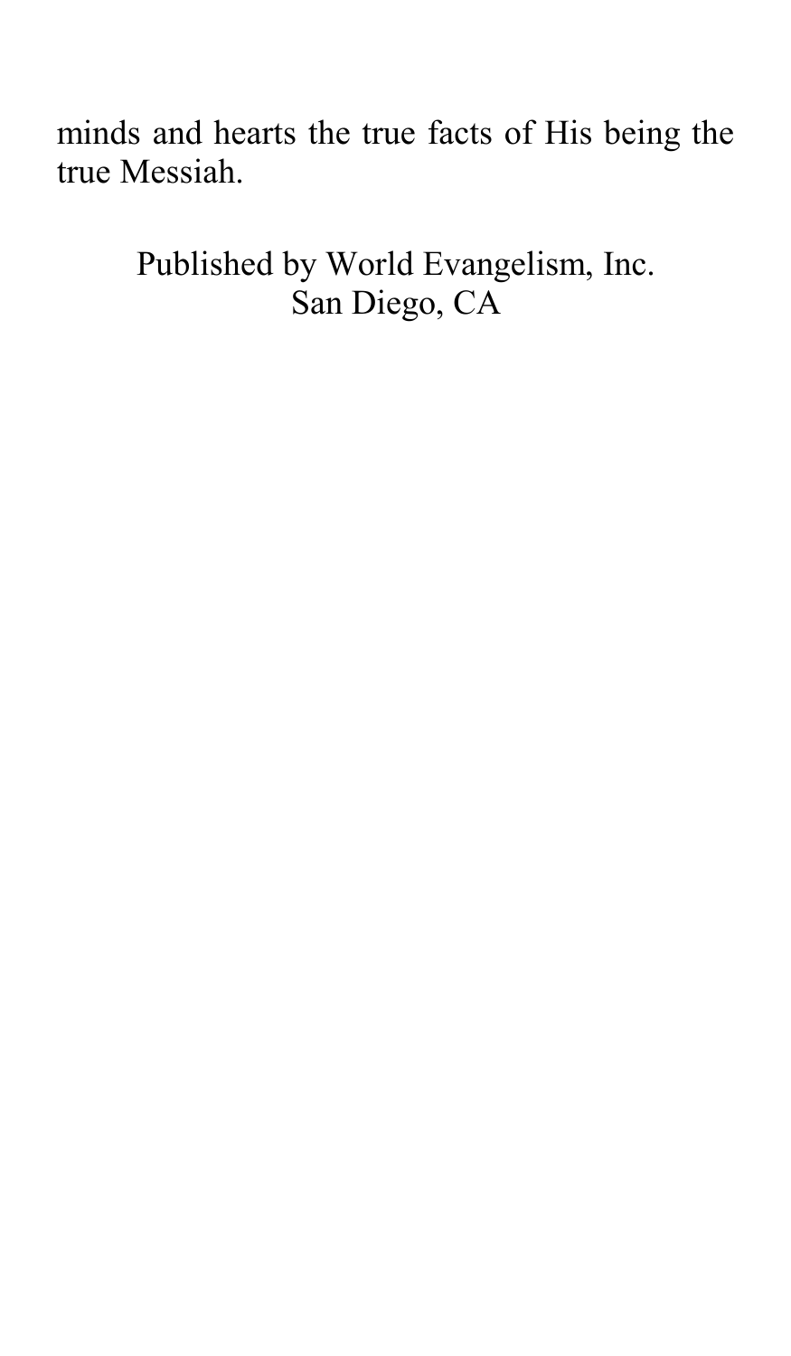minds and hearts the true facts of His being the true Messiah.

Published by World Evangelism, Inc.
San Diego, CA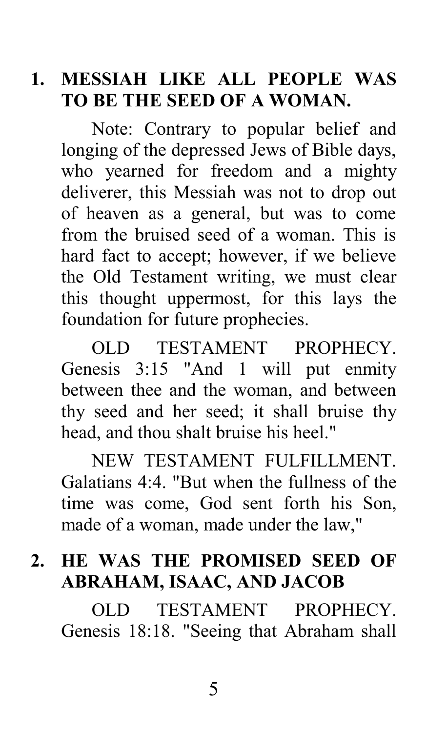**1. MESSIAH LIKE ALL PEOPLE WAS TO BE THE SEED OF A WOMAN.**

Note: Contrary to popular belief and longing of the depressed Jews of Bible days, who yearned for freedom and a mighty deliverer, this Messiah was not to drop out of heaven as a general, but was to come from the bruised seed of a woman. This is hard fact to accept; however, if we believe the Old Testament writing, we must clear this thought uppermost, for this lays the foundation for future prophecies.

OLD TESTAMENT PROPHECY. Genesis 3:15 "And 1 will put enmity between thee and the woman, and between thy seed and her seed; it shall bruise thy head, and thou shalt bruise his heel."

NEW TESTAMENT FULFILLMENT. Galatians 4:4. "But when the fullness of the time was come, God sent forth his Son, made of a woman, made under the law,"

**2. HE WAS THE PROMISED SEED OF ABRAHAM, ISAAC, AND JACOB**

OLD TESTAMENT PROPHECY. Genesis 18:18. "Seeing that Abraham shall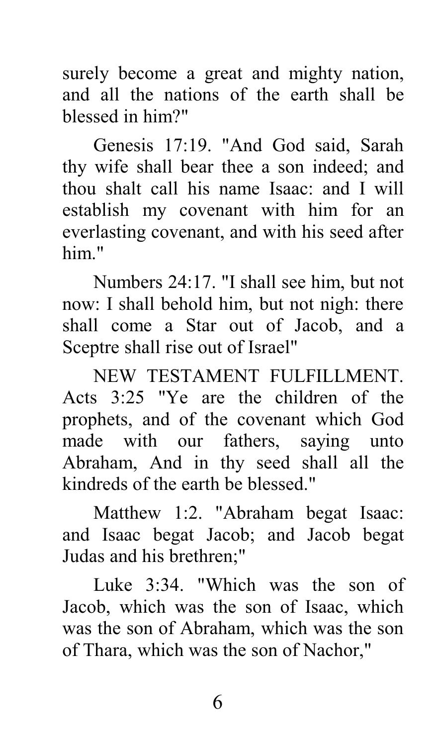surely become a great and mighty nation, and all the nations of the earth shall be blessed in him?"

Genesis 17:19. "And God said, Sarah thy wife shall bear thee a son indeed; and thou shalt call his name Isaac: and I will establish my covenant with him for an everlasting covenant, and with his seed after him."

Numbers 24:17. "I shall see him, but not now: I shall behold him, but not nigh: there shall come a Star out of Jacob, and a Sceptre shall rise out of Israel"

NEW TESTAMENT FULFILLMENT. Acts 3:25 "Ye are the children of the prophets, and of the covenant which God made with our fathers, saying unto Abraham, And in thy seed shall all the kindreds of the earth be blessed."

Matthew 1:2. "Abraham begat Isaac: and Isaac begat Jacob; and Jacob begat Judas and his brethren;"

Luke 3:34. "Which was the son of Jacob, which was the son of Isaac, which was the son of Abraham, which was the son of Thara, which was the son of Nachor,"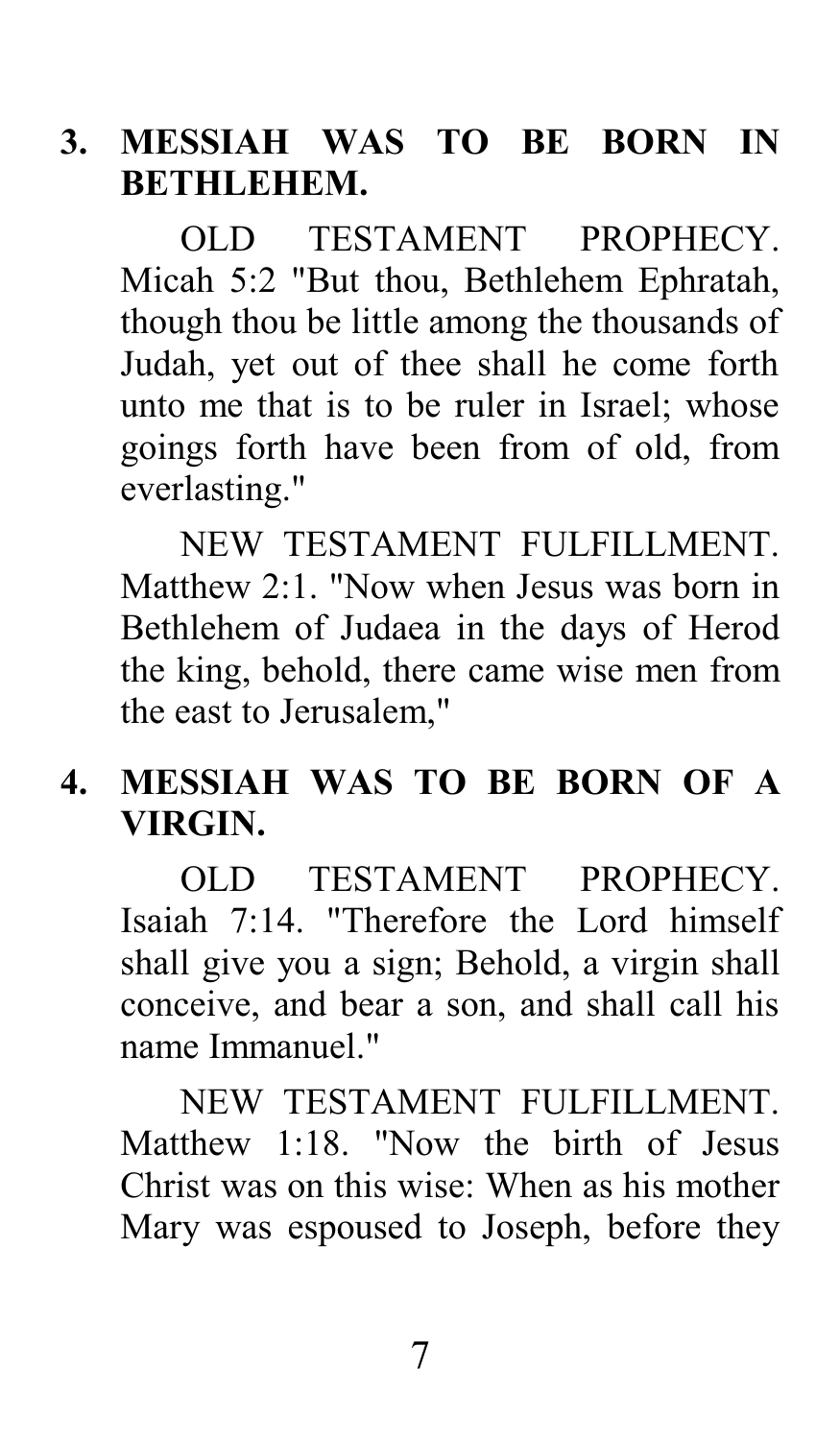**3. MESSIAH WAS TO BE BORN IN BETHLEHEM.**

OLD TESTAMENT PROPHECY. Micah 5:2 "But thou, Bethlehem Ephratah, though thou be little among the thousands of Judah, yet out of thee shall he come forth unto me that is to be ruler in Israel; whose goings forth have been from of old, from everlasting."

NEW TESTAMENT FULFILLMENT. Matthew 2:1. "Now when Jesus was born in Bethlehem of Judaea in the days of Herod the king, behold, there came wise men from the east to Jerusalem,"

**4. MESSIAH WAS TO BE BORN OF A VIRGIN.**

OLD TESTAMENT PROPHECY. Isaiah 7:14. "Therefore the Lord himself shall give you a sign; Behold, a virgin shall conceive, and bear a son, and shall call his name Immanuel."

NEW TESTAMENT FULFILLMENT. Matthew 1:18. "Now the birth of Jesus Christ was on this wise: When as his mother Mary was espoused to Joseph, before they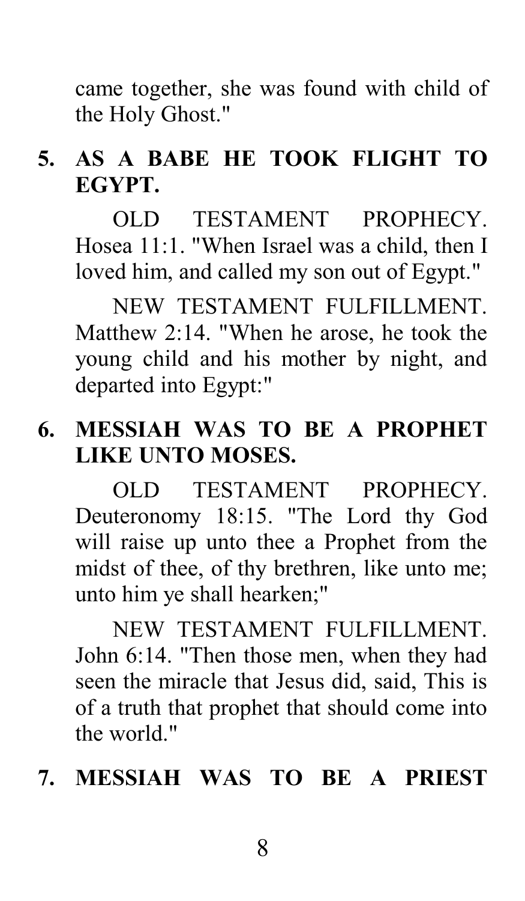came together, she was found with child of the Holy Ghost."

**5. AS A BABE HE TOOK FLIGHT TO EGYPT.**

OLD TESTAMENT PROPHECY. Hosea 11:1. "When Israel was a child, then I loved him, and called my son out of Egypt."

NEW TESTAMENT FULFILLMENT. Matthew 2:14. "When he arose, he took the young child and his mother by night, and departed into Egypt:"

**6. MESSIAH WAS TO BE A PROPHET LIKE UNTO MOSES.**

OLD TESTAMENT PROPHECY. Deuteronomy 18:15. "The Lord thy God will raise up unto thee a Prophet from the midst of thee, of thy brethren, like unto me; unto him ye shall hearken;"

NEW TESTAMENT FULFILLMENT. John 6:14. "Then those men, when they had seen the miracle that Jesus did, said, This is of a truth that prophet that should come into the world."

**7. MESSIAH WAS TO BE A PRIEST**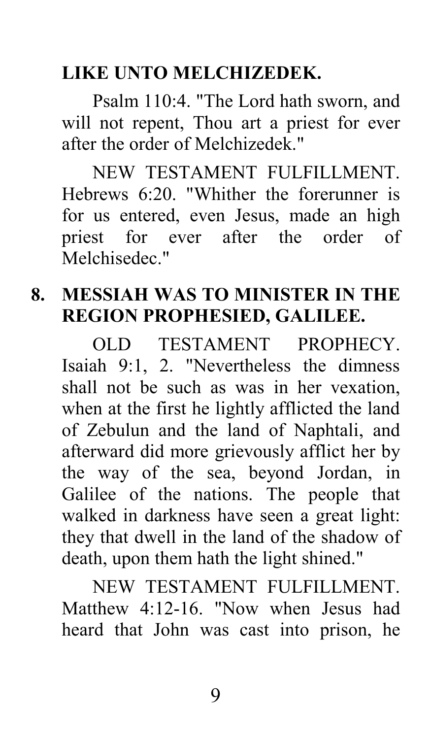**LIKE UNTO MELCHIZEDEK.**

Psalm 110:4. "The Lord hath sworn, and will not repent, Thou art a priest for ever after the order of Melchizedek."

NEW TESTAMENT FULFILLMENT. Hebrews 6:20. "Whither the forerunner is for us entered, even Jesus, made an high priest for ever after the order of Melchisedec."

## 8. MESSIAH WAS TO MINISTER IN THE REGION PROPHESIED, GALILEE.

OLD TESTAMENT PROPHECY. Isaiah 9:1, 2. "Nevertheless the dimness shall not be such as was in her vexation, when at the first he lightly afflicted the land of Zebulun and the land of Naphtali, and afterward did more grievously afflict her by the way of the sea, beyond Jordan, in Galilee of the nations. The people that walked in darkness have seen a great light: they that dwell in the land of the shadow of death, upon them hath the light shined."

NEW TESTAMENT FULFILLMENT. Matthew 4:12-16. "Now when Jesus had heard that John was cast into prison, he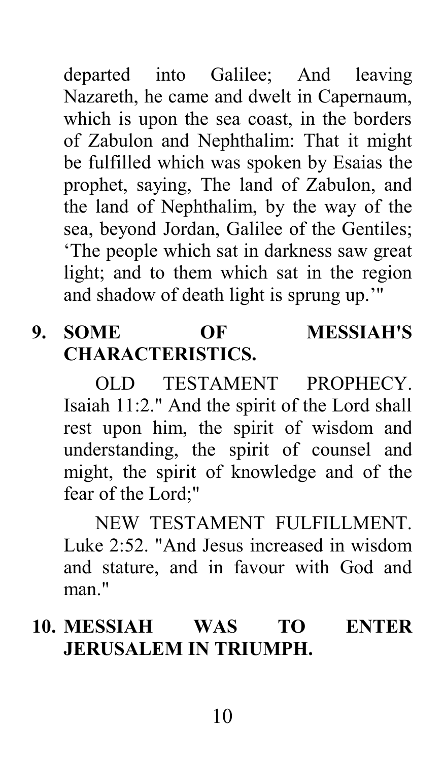departed into Galilee; And leaving Nazareth, he came and dwelt in Capernaum, which is upon the sea coast, in the borders of Zabulon and Nephthalim: That it might be fulfilled which was spoken by Esaias the prophet, saying, The land of Zabulon, and the land of Nephthalim, by the way of the sea, beyond Jordan, Galilee of the Gentiles; 'The people which sat in darkness saw great light; and to them which sat in the region and shadow of death light is sprung up.'"

## 9. SOME OF MESSIAH'S CHARACTERISTICS.

OLD TESTAMENT PROPHECY. Isaiah 11:2." And the spirit of the Lord shall rest upon him, the spirit of wisdom and understanding, the spirit of counsel and might, the spirit of knowledge and of the fear of the Lord;"

NEW TESTAMENT FULFILLMENT. Luke 2:52. "And Jesus increased in wisdom and stature, and in favour with God and man."

## 10. MESSIAH WAS TO ENTER JERUSALEM IN TRIUMPH.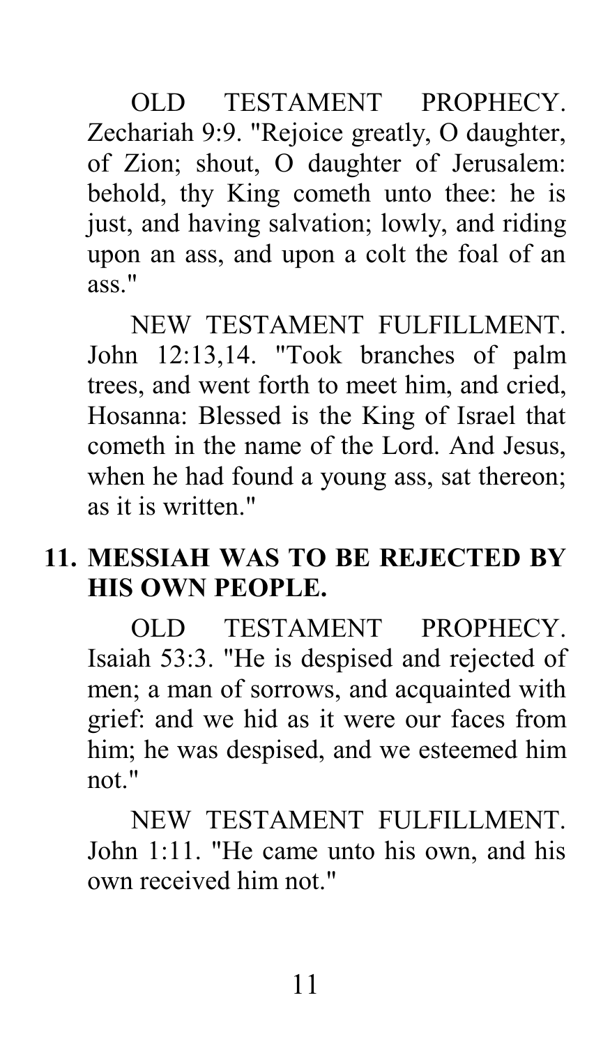OLD TESTAMENT PROPHECY. Zechariah 9:9. "Rejoice greatly, O daughter, of Zion; shout, O daughter of Jerusalem: behold, thy King cometh unto thee: he is just, and having salvation; lowly, and riding upon an ass, and upon a colt the foal of an ass."

NEW TESTAMENT FULFILLMENT. John 12:13,14. "Took branches of palm trees, and went forth to meet him, and cried, Hosanna: Blessed is the King of Israel that cometh in the name of the Lord. And Jesus, when he had found a young ass, sat thereon; as it is written."

## 11. MESSIAH WAS TO BE REJECTED BY HIS OWN PEOPLE.

OLD TESTAMENT PROPHECY. Isaiah 53:3. "He is despised and rejected of men; a man of sorrows, and acquainted with grief: and we hid as it were our faces from him; he was despised, and we esteemed him not."

NEW TESTAMENT FULFILLMENT. John 1:11. "He came unto his own, and his own received him not."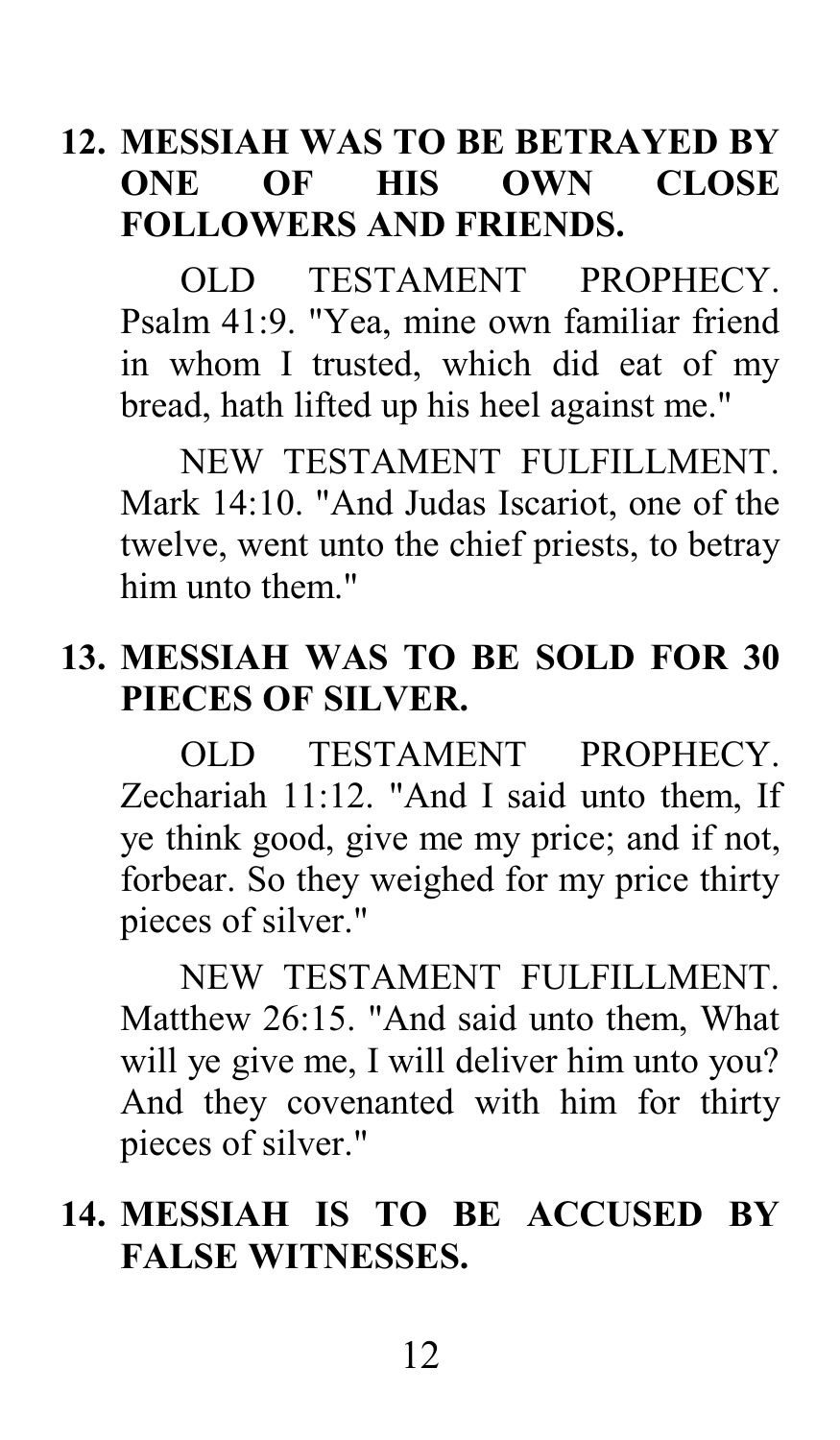**12. MESSIAH WAS TO BE BETRAYED BY ONE OF HIS OWN CLOSE FOLLOWERS AND FRIENDS.**

OLD TESTAMENT PROPHECY. Psalm 41:9. "Yea, mine own familiar friend in whom I trusted, which did eat of my bread, hath lifted up his heel against me."

NEW TESTAMENT FULFILLMENT. Mark 14:10. "And Judas Iscariot, one of the twelve, went unto the chief priests, to betray him unto them."

**13. MESSIAH WAS TO BE SOLD FOR 30 PIECES OF SILVER.**

OLD TESTAMENT PROPHECY. Zechariah 11:12. "And I said unto them, If ye think good, give me my price; and if not, forbear. So they weighed for my price thirty pieces of silver."

NEW TESTAMENT FULFILLMENT. Matthew 26:15. "And said unto them, What will ye give me, I will deliver him unto you? And they covenanted with him for thirty pieces of silver."

**14. MESSIAH IS TO BE ACCUSED BY FALSE WITNESSES.**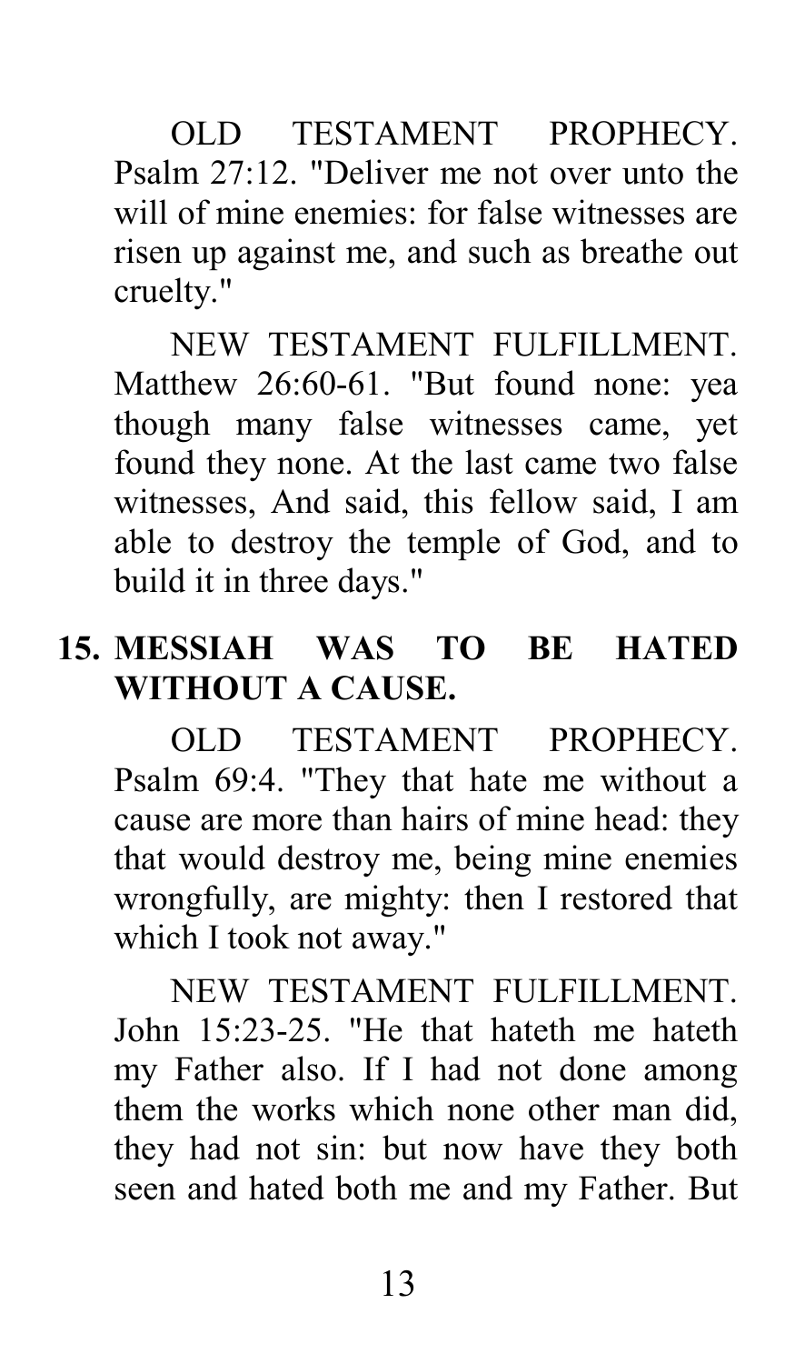OLD TESTAMENT PROPHECY. Psalm 27:12. "Deliver me not over unto the will of mine enemies: for false witnesses are risen up against me, and such as breathe out cruelty."

NEW TESTAMENT FULFILLMENT. Matthew 26:60-61. "But found none: yea though many false witnesses came, yet found they none. At the last came two false witnesses, And said, this fellow said, I am able to destroy the temple of God, and to build it in three days."

**15. MESSIAH WAS TO BE HATED WITHOUT A CAUSE.**

OLD TESTAMENT PROPHECY. Psalm 69:4. "They that hate me without a cause are more than hairs of mine head: they that would destroy me, being mine enemies wrongfully, are mighty: then I restored that which I took not away."

NEW TESTAMENT FULFILLMENT. John 15:23-25. "He that hateth me hateth my Father also. If I had not done among them the works which none other man did, they had not sin: but now have they both seen and hated both me and my Father. But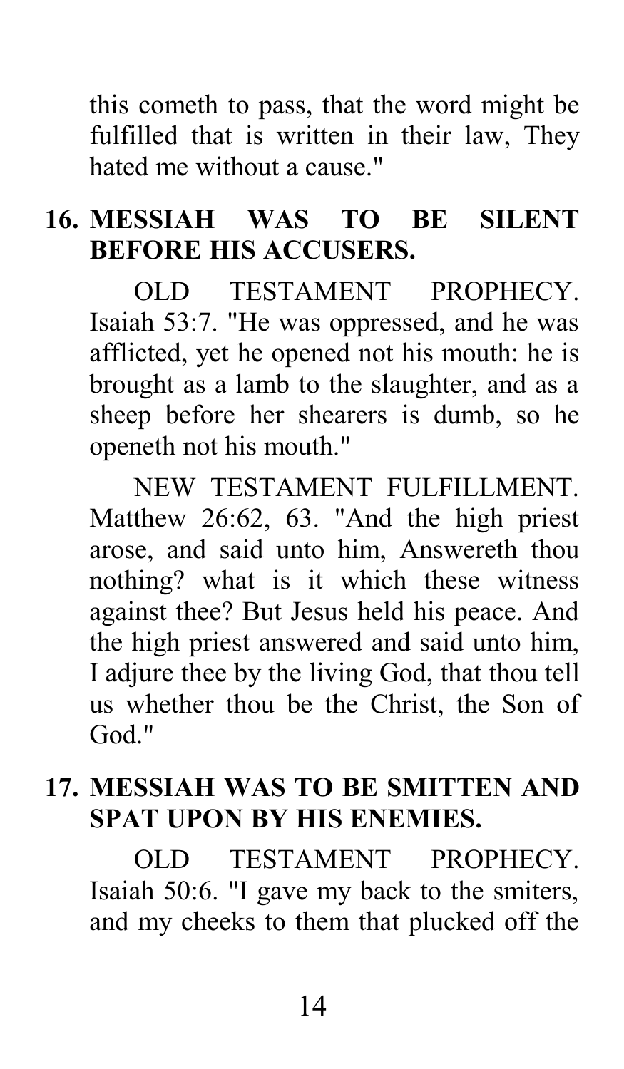this cometh to pass, that the word might be fulfilled that is written in their law, They hated me without a cause."

## 16. MESSIAH WAS TO BE SILENT BEFORE HIS ACCUSERS.

OLD TESTAMENT PROPHECY. Isaiah 53:7. "He was oppressed, and he was afflicted, yet he opened not his mouth: he is brought as a lamb to the slaughter, and as a sheep before her shearers is dumb, so he openeth not his mouth."

NEW TESTAMENT FULFILLMENT. Matthew 26:62, 63. "And the high priest arose, and said unto him, Answereth thou nothing? what is it which these witness against thee? But Jesus held his peace. And the high priest answered and said unto him, I adjure thee by the living God, that thou tell us whether thou be the Christ, the Son of God."

## 17. MESSIAH WAS TO BE SMITTEN AND SPAT UPON BY HIS ENEMIES.

OLD TESTAMENT PROPHECY. Isaiah 50:6. "I gave my back to the smiters, and my cheeks to them that plucked off the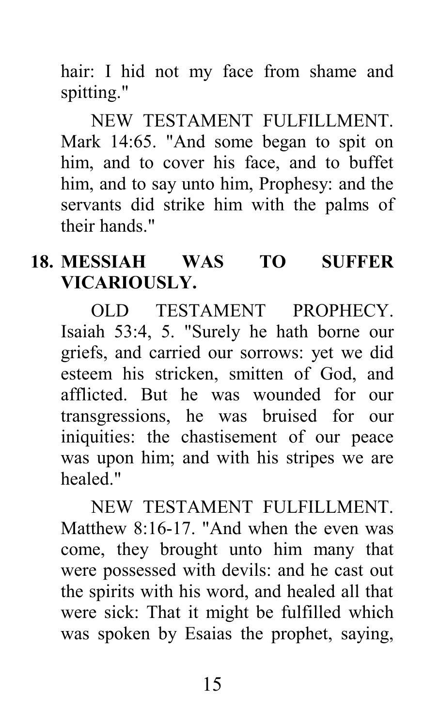hair: I hid not my face from shame and spitting."

NEW TESTAMENT FULFILLMENT. Mark 14:65. "And some began to spit on him, and to cover his face, and to buffet him, and to say unto him, Prophesy: and the servants did strike him with the palms of their hands."

**18. MESSIAH WAS TO SUFFER VICARIOUSLY.**

OLD TESTAMENT PROPHECY. Isaiah 53:4, 5. "Surely he hath borne our griefs, and carried our sorrows: yet we did esteem his stricken, smitten of God, and afflicted. But he was wounded for our transgressions, he was bruised for our iniquities: the chastisement of our peace was upon him; and with his stripes we are healed."

NEW TESTAMENT FULFILLMENT. Matthew 8:16-17. "And when the even was come, they brought unto him many that were possessed with devils: and he cast out the spirits with his word, and healed all that were sick: That it might be fulfilled which was spoken by Esaias the prophet, saying,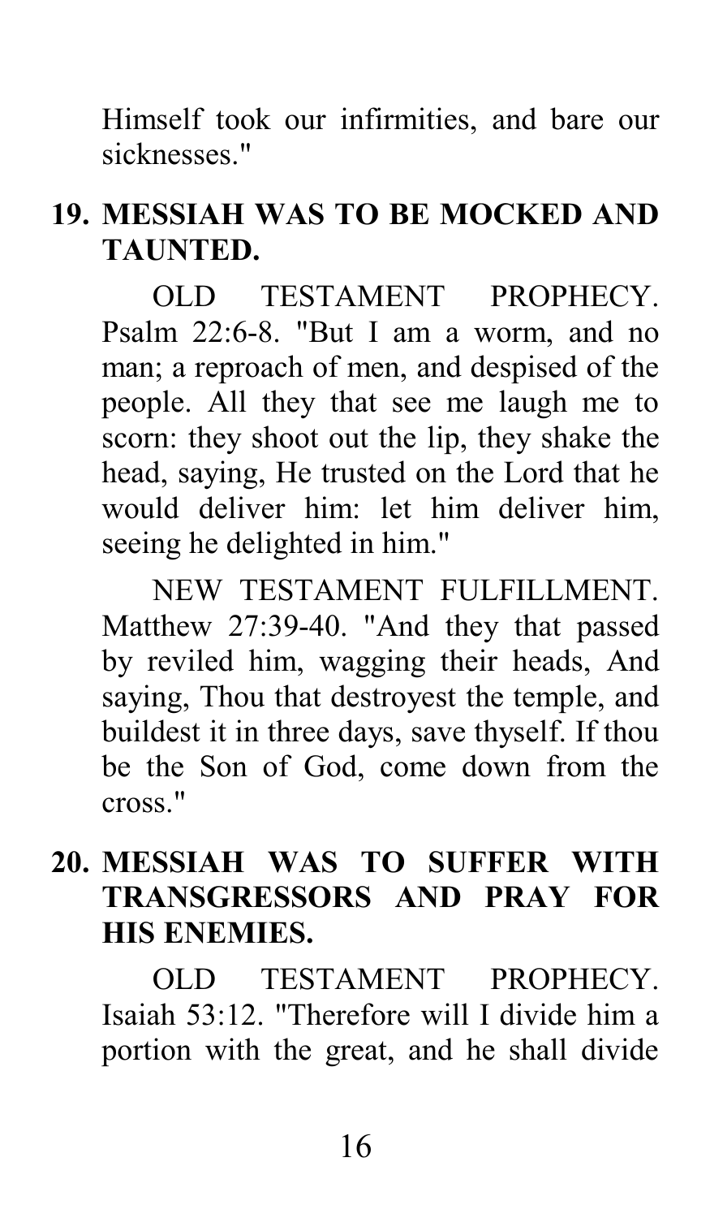Himself took our infirmities, and bare our sicknesses."

## 19. MESSIAH WAS TO BE MOCKED AND TAUNTED.

OLD TESTAMENT PROPHECY. Psalm 22:6-8. "But I am a worm, and no man; a reproach of men, and despised of the people. All they that see me laugh me to scorn: they shoot out the lip, they shake the head, saying, He trusted on the Lord that he would deliver him: let him deliver him, seeing he delighted in him."

NEW TESTAMENT FULFILLMENT. Matthew 27:39-40. "And they that passed by reviled him, wagging their heads, And saying, Thou that destroyest the temple, and buildest it in three days, save thyself. If thou be the Son of God, come down from the cross."

## 20. MESSIAH WAS TO SUFFER WITH TRANSGRESSORS AND PRAY FOR HIS ENEMIES.

OLD TESTAMENT PROPHECY. Isaiah 53:12. "Therefore will I divide him a portion with the great, and he shall divide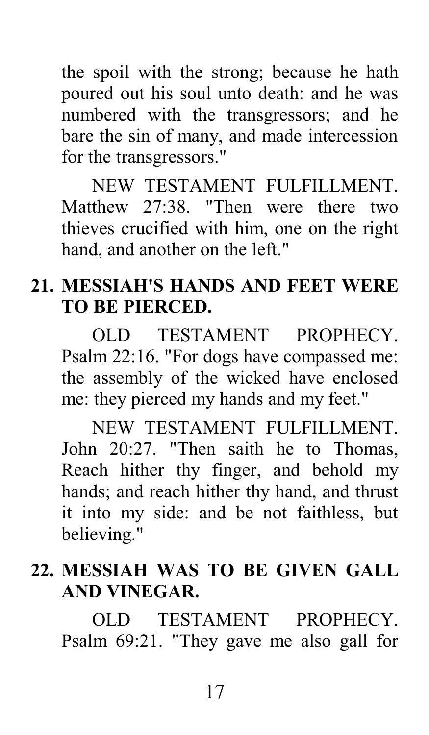the spoil with the strong; because he hath poured out his soul unto death: and he was numbered with the transgressors; and he bare the sin of many, and made intercession for the transgressors."

NEW TESTAMENT FULFILLMENT. Matthew 27:38. "Then were there two thieves crucified with him, one on the right hand, and another on the left."

**21. MESSIAH'S HANDS AND FEET WERE TO BE PIERCED.**

OLD TESTAMENT PROPHECY. Psalm 22:16. "For dogs have compassed me: the assembly of the wicked have enclosed me: they pierced my hands and my feet."

NEW TESTAMENT FULFILLMENT. John 20:27. "Then saith he to Thomas, Reach hither thy finger, and behold my hands; and reach hither thy hand, and thrust it into my side: and be not faithless, but believing."

**22. MESSIAH WAS TO BE GIVEN GALL AND VINEGAR.**

OLD TESTAMENT PROPHECY. Psalm 69:21. "They gave me also gall for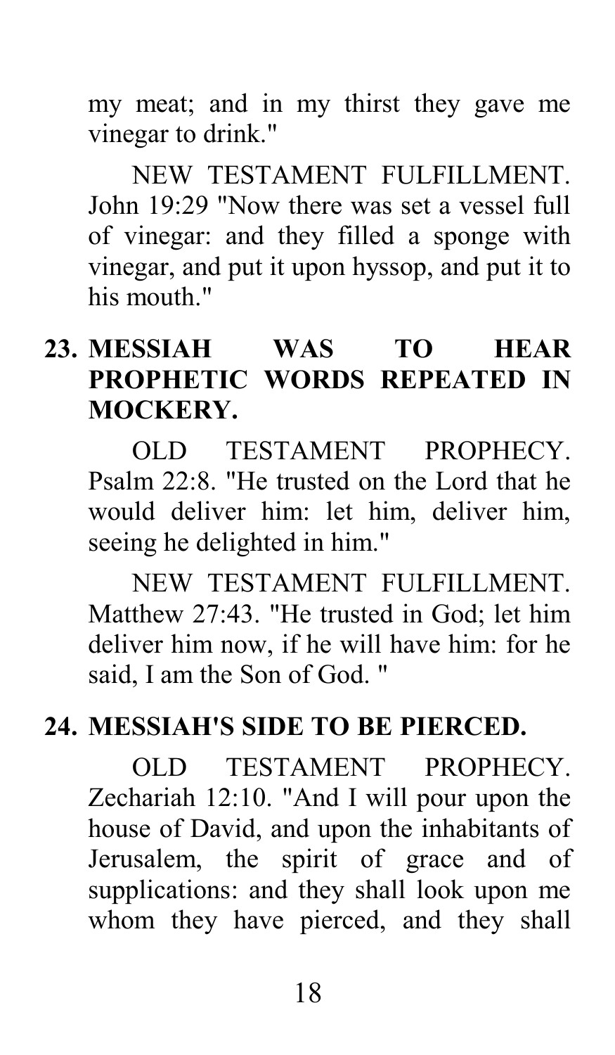my meat; and in my thirst they gave me vinegar to drink."

NEW TESTAMENT FULFILLMENT. John 19:29 "Now there was set a vessel full of vinegar: and they filled a sponge with vinegar, and put it upon hyssop, and put it to his mouth."

**23. MESSIAH WAS TO HEAR PROPHETIC WORDS REPEATED IN MOCKERY.**

OLD TESTAMENT PROPHECY. Psalm 22:8. "He trusted on the Lord that he would deliver him: let him, deliver him, seeing he delighted in him."

NEW TESTAMENT FULFILLMENT. Matthew 27:43. "He trusted in God; let him deliver him now, if he will have him: for he said, I am the Son of God. "

**24. MESSIAH'S SIDE TO BE PIERCED.**

OLD TESTAMENT PROPHECY. Zechariah 12:10. "And I will pour upon the house of David, and upon the inhabitants of Jerusalem, the spirit of grace and of supplications: and they shall look upon me whom they have pierced, and they shall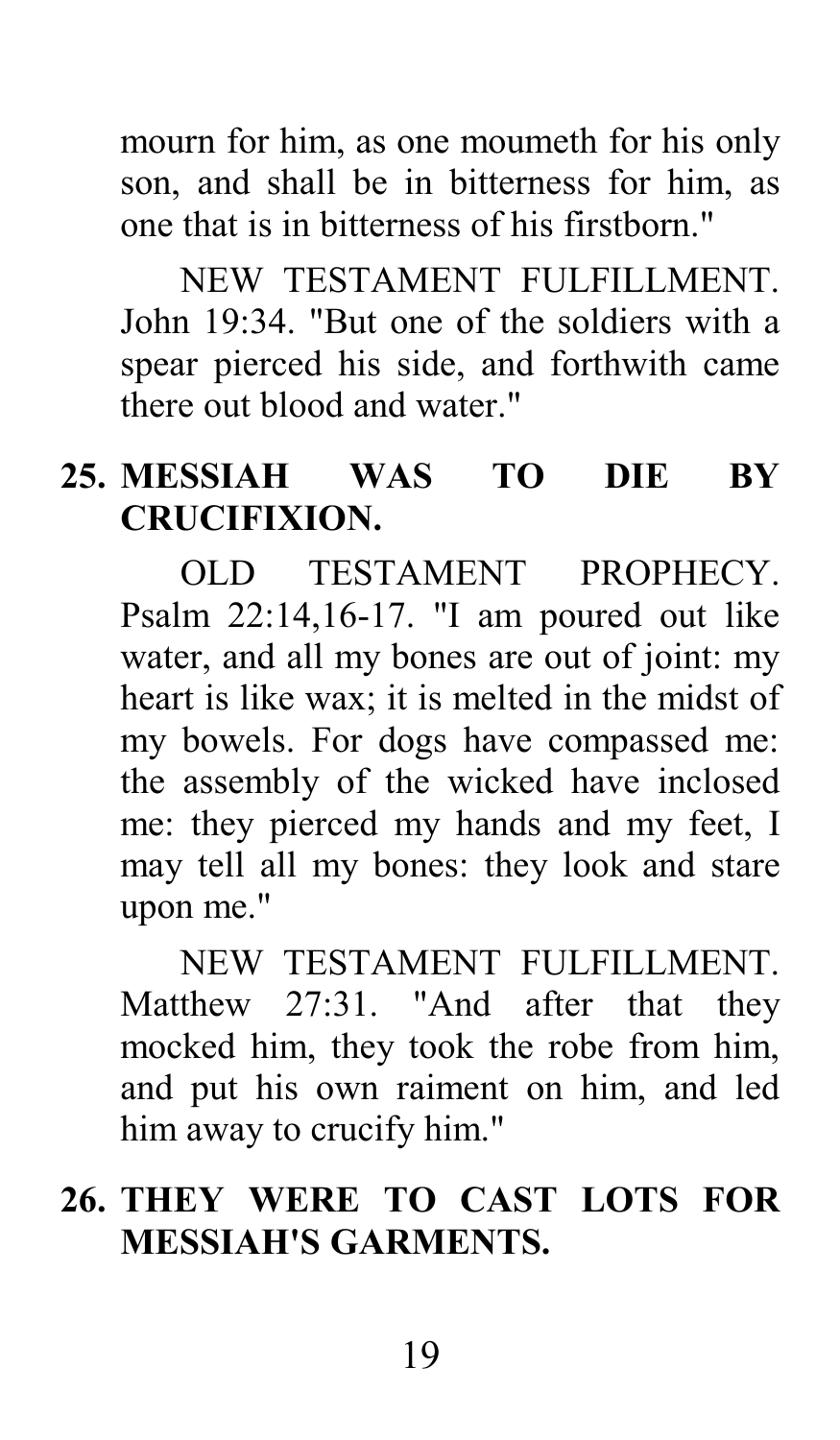mourn for him, as one moumeth for his only son, and shall be in bitterness for him, as one that is in bitterness of his firstborn."

NEW TESTAMENT FULFILLMENT. John 19:34. "But one of the soldiers with a spear pierced his side, and forthwith came there out blood and water."

## 25. MESSIAH WAS TO DIE BY CRUCIFIXION.

OLD TESTAMENT PROPHECY. Psalm 22:14,16-17. "I am poured out like water, and all my bones are out of joint: my heart is like wax; it is melted in the midst of my bowels. For dogs have compassed me: the assembly of the wicked have inclosed me: they pierced my hands and my feet, I may tell all my bones: they look and stare upon me."

NEW TESTAMENT FULFILLMENT. Matthew 27:31. "And after that they mocked him, they took the robe from him, and put his own raiment on him, and led him away to crucify him."

## 26. THEY WERE TO CAST LOTS FOR MESSIAH'S GARMENTS.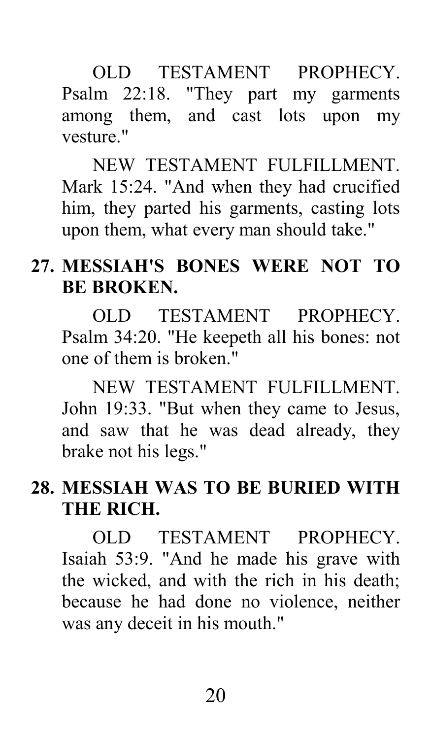OLD TESTAMENT PROPHECY. Psalm 22:18. "They part my garments among them, and cast lots upon my vesture."

NEW TESTAMENT FULFILLMENT. Mark 15:24. "And when they had crucified him, they parted his garments, casting lots upon them, what every man should take."

### 27. MESSIAH'S BONES WERE NOT TO BE BROKEN.

OLD TESTAMENT PROPHECY. Psalm 34:20. "He keepeth all his bones: not one of them is broken."

NEW TESTAMENT FULFILLMENT. John 19:33. "But when they came to Jesus, and saw that he was dead already, they brake not his legs."

### 28. MESSIAH WAS TO BE BURIED WITH THE RICH.

OLD TESTAMENT PROPHECY. Isaiah 53:9. "And he made his grave with the wicked, and with the rich in his death; because he had done no violence, neither was any deceit in his mouth."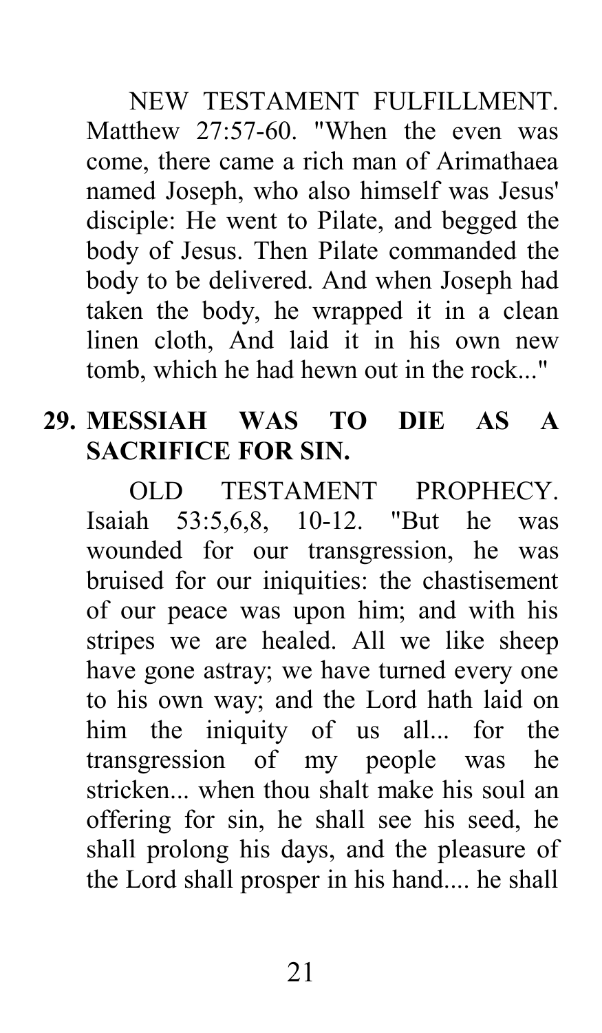NEW TESTAMENT FULFILLMENT. Matthew 27:57-60. "When the even was come, there came a rich man of Arimathaea named Joseph, who also himself was Jesus' disciple: He went to Pilate, and begged the body of Jesus. Then Pilate commanded the body to be delivered. And when Joseph had taken the body, he wrapped it in a clean linen cloth, And laid it in his own new tomb, which he had hewn out in the rock..."

**29. MESSIAH WAS TO DIE AS A SACRIFICE FOR SIN.**

OLD TESTAMENT PROPHECY. Isaiah 53:5,6,8, 10-12. "But he was wounded for our transgression, he was bruised for our iniquities: the chastisement of our peace was upon him; and with his stripes we are healed. All we like sheep have gone astray; we have turned every one to his own way; and the Lord hath laid on him the iniquity of us all... for the transgression of my people was he stricken... when thou shalt make his soul an offering for sin, he shall see his seed, he shall prolong his days, and the pleasure of the Lord shall prosper in his hand.... he shall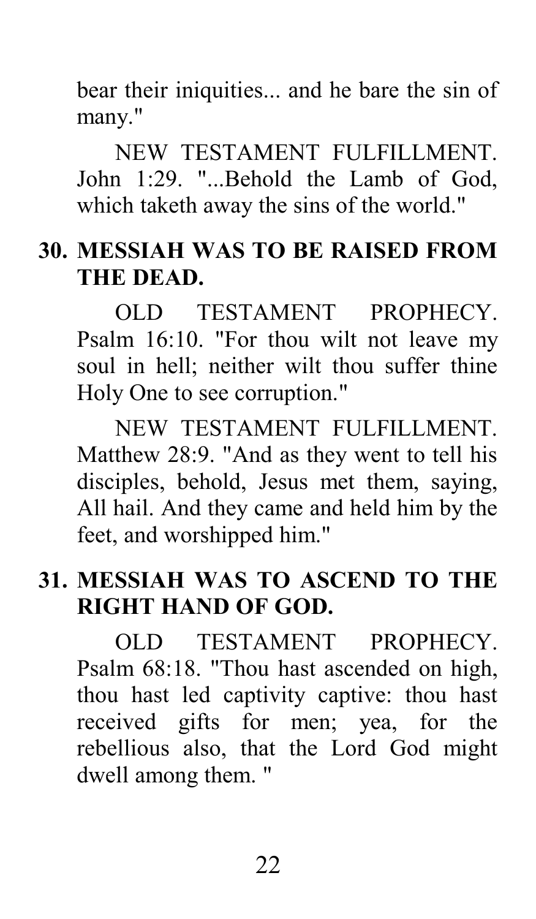bear their iniquities... and he bare the sin of many."

NEW TESTAMENT FULFILLMENT. John 1:29. "...Behold the Lamb of God, which taketh away the sins of the world."

**30. MESSIAH WAS TO BE RAISED FROM THE DEAD.**

OLD TESTAMENT PROPHECY. Psalm 16:10. "For thou wilt not leave my soul in hell; neither wilt thou suffer thine Holy One to see corruption."

NEW TESTAMENT FULFILLMENT. Matthew 28:9. "And as they went to tell his disciples, behold, Jesus met them, saying, All hail. And they came and held him by the feet, and worshipped him."

**31. MESSIAH WAS TO ASCEND TO THE RIGHT HAND OF GOD.**

OLD TESTAMENT PROPHECY. Psalm 68:18. "Thou hast ascended on high, thou hast led captivity captive: thou hast received gifts for men; yea, for the rebellious also, that the Lord God might dwell among them. "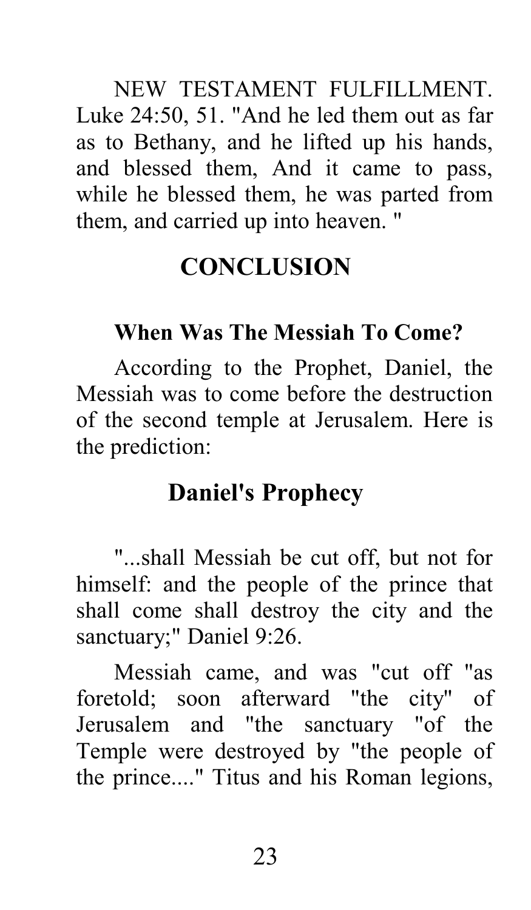NEW TESTAMENT FULFILLMENT. Luke 24:50, 51. "And he led them out as far as to Bethany, and he lifted up his hands, and blessed them, And it came to pass, while he blessed them, he was parted from them, and carried up into heaven. "

## CONCLUSION

### When Was The Messiah To Come?

According to the Prophet, Daniel, the Messiah was to come before the destruction of the second temple at Jerusalem. Here is the prediction:

## Daniel's Prophecy

"...shall Messiah be cut off, but not for himself: and the people of the prince that shall come shall destroy the city and the sanctuary;" Daniel 9:26.

Messiah came, and was "cut off "as foretold; soon afterward "the city" of Jerusalem and "the sanctuary "of the Temple were destroyed by "the people of the prince...." Titus and his Roman legions,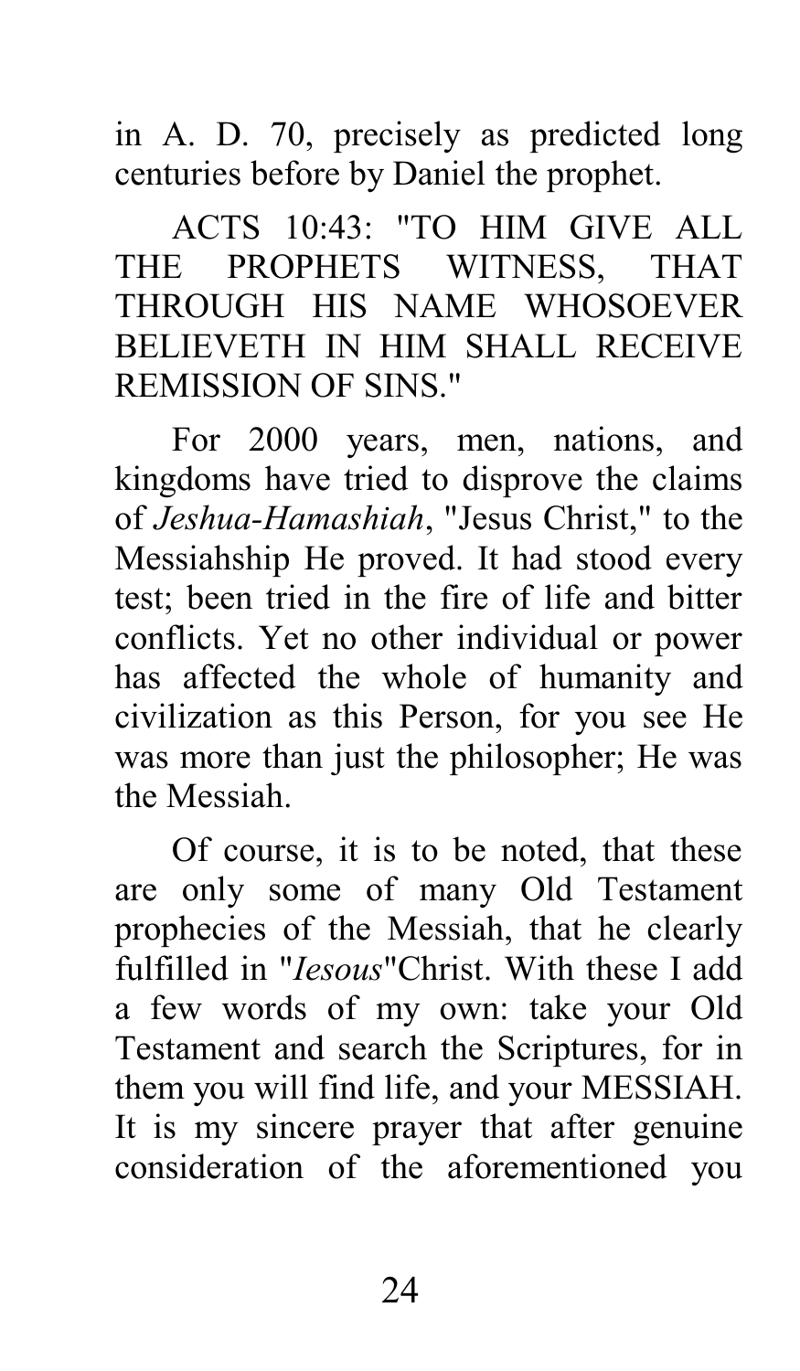in A. D. 70, precisely as predicted long centuries before by Daniel the prophet.

ACTS 10:43: "TO HIM GIVE ALL THE PROPHETS WITNESS, THAT THROUGH HIS NAME WHOSOEVER BELIEVETH IN HIM SHALL RECEIVE REMISSION OF SINS."

For 2000 years, men, nations, and kingdoms have tried to disprove the claims of *Jeshua-Hamashiah*, "Jesus Christ," to the Messiahship He proved. It had stood every test; been tried in the fire of life and bitter conflicts. Yet no other individual or power has affected the whole of humanity and civilization as this Person, for you see He was more than just the philosopher; He was the Messiah.

Of course, it is to be noted, that these are only some of many Old Testament prophecies of the Messiah, that he clearly fulfilled in "*Iesous*"Christ. With these I add a few words of my own: take your Old Testament and search the Scriptures, for in them you will find life, and your MESSIAH. It is my sincere prayer that after genuine consideration of the aforementioned you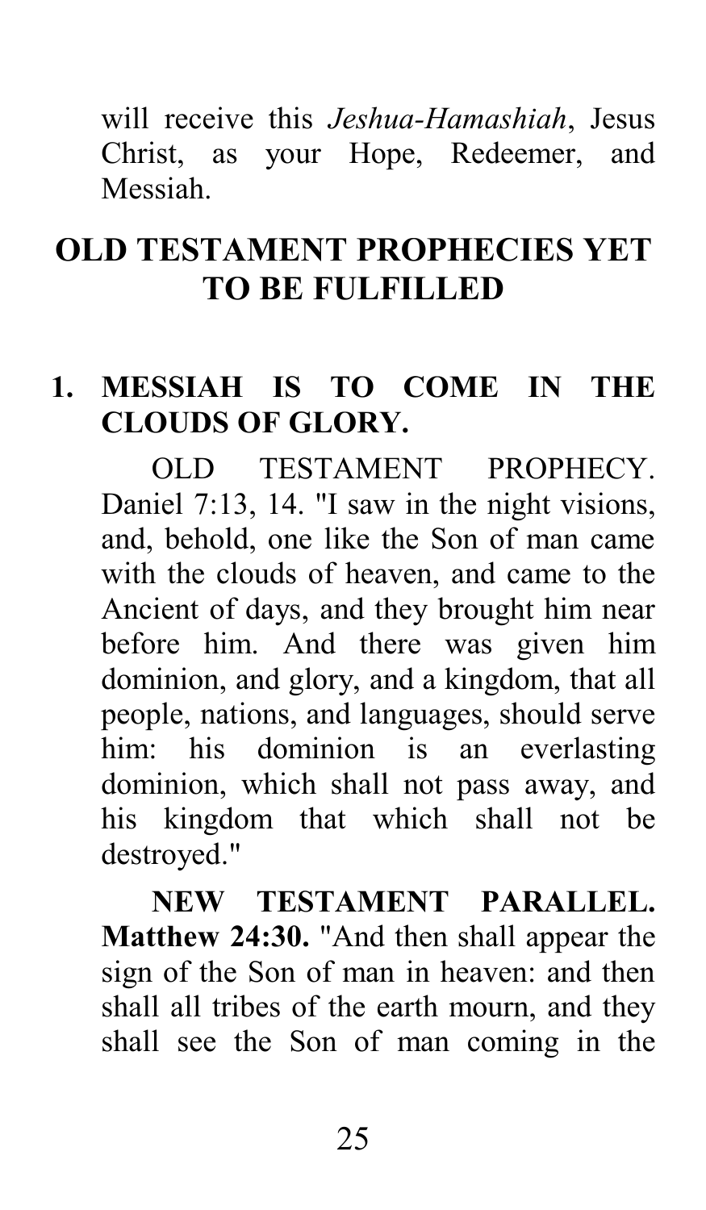will receive this *Jeshua-Hamashiah*, Jesus Christ, as your Hope, Redeemer, and Messiah.

## OLD TESTAMENT PROPHECIES YET TO BE FULFILLED

### 1. MESSIAH IS TO COME IN THE CLOUDS OF GLORY.

OLD TESTAMENT PROPHECY. Daniel 7:13, 14. "I saw in the night visions, and, behold, one like the Son of man came with the clouds of heaven, and came to the Ancient of days, and they brought him near before him. And there was given him dominion, and glory, and a kingdom, that all people, nations, and languages, should serve him: his dominion is an everlasting dominion, which shall not pass away, and his kingdom that which shall not be destroyed."

**NEW TESTAMENT PARALLEL. Matthew 24:30.** "And then shall appear the sign of the Son of man in heaven: and then shall all tribes of the earth mourn, and they shall see the Son of man coming in the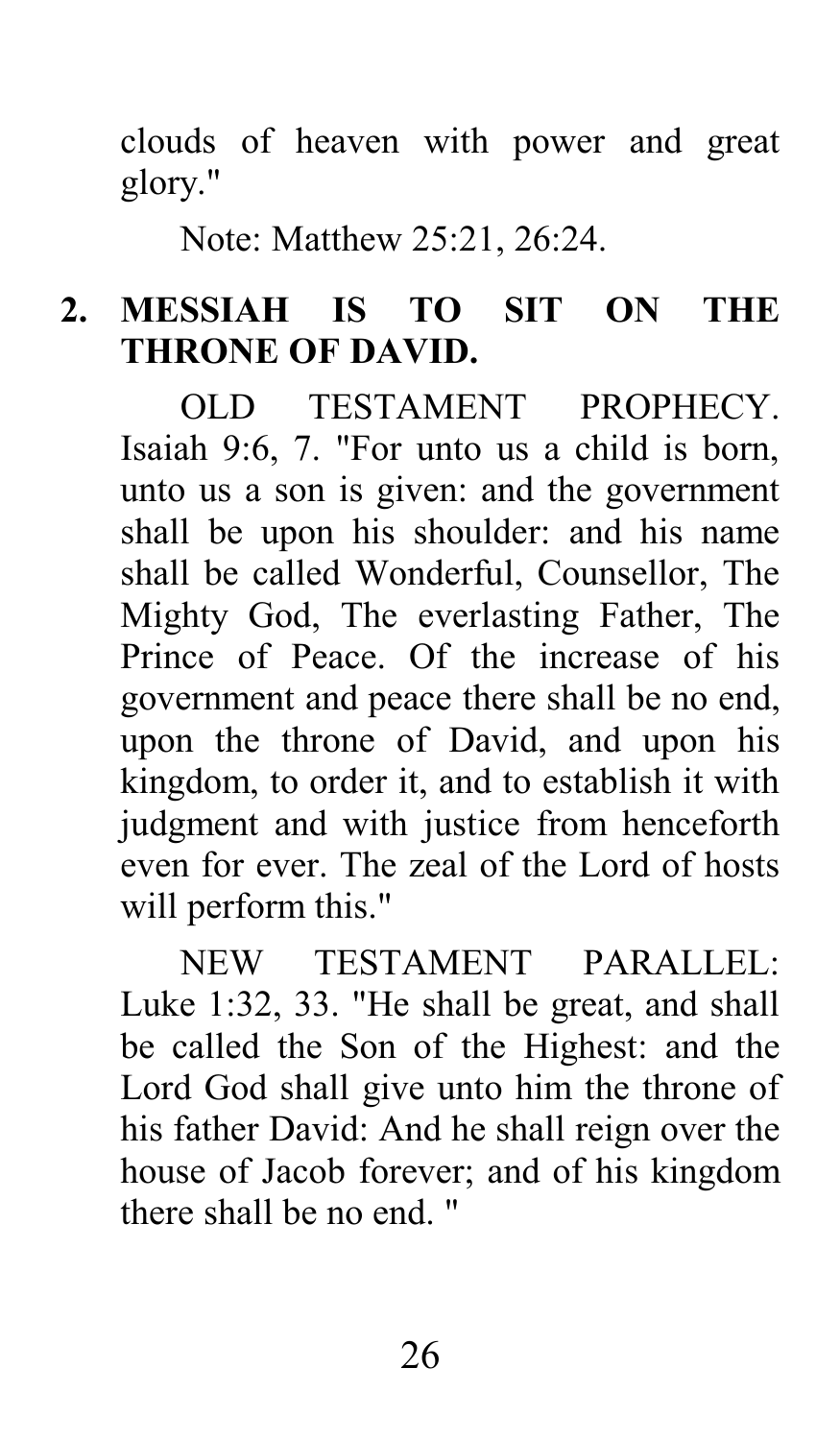clouds of heaven with power and great glory."

Note: Matthew 25:21, 26:24.

## 2. MESSIAH IS TO SIT ON THE THRONE OF DAVID.

OLD TESTAMENT PROPHECY. Isaiah 9:6, 7. "For unto us a child is born, unto us a son is given: and the government shall be upon his shoulder: and his name shall be called Wonderful, Counsellor, The Mighty God, The everlasting Father, The Prince of Peace. Of the increase of his government and peace there shall be no end, upon the throne of David, and upon his kingdom, to order it, and to establish it with judgment and with justice from henceforth even for ever. The zeal of the Lord of hosts will perform this."

NEW TESTAMENT PARALLEL: Luke 1:32, 33. "He shall be great, and shall be called the Son of the Highest: and the Lord God shall give unto him the throne of his father David: And he shall reign over the house of Jacob forever; and of his kingdom there shall be no end. "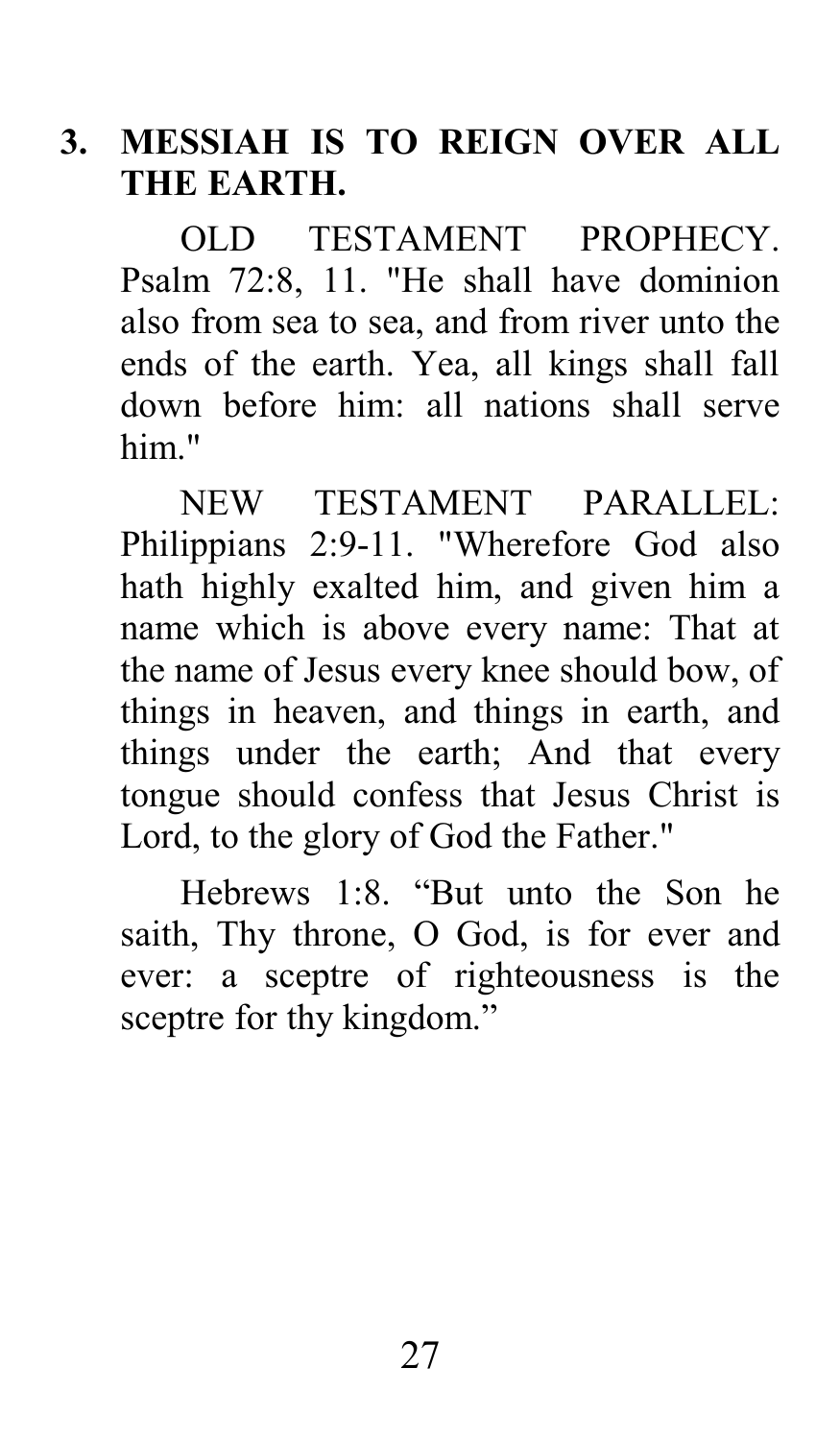### 3. MESSIAH IS TO REIGN OVER ALL THE EARTH.

OLD TESTAMENT PROPHECY. Psalm 72:8, 11. "He shall have dominion also from sea to sea, and from river unto the ends of the earth. Yea, all kings shall fall down before him: all nations shall serve him."

NEW TESTAMENT PARALLEL: Philippians 2:9-11. "Wherefore God also hath highly exalted him, and given him a name which is above every name: That at the name of Jesus every knee should bow, of things in heaven, and things in earth, and things under the earth; And that every tongue should confess that Jesus Christ is Lord, to the glory of God the Father."

Hebrews 1:8. “But unto the Son he saith, Thy throne, O God, is for ever and ever: a sceptre of righteousness is the sceptre for thy kingdom.”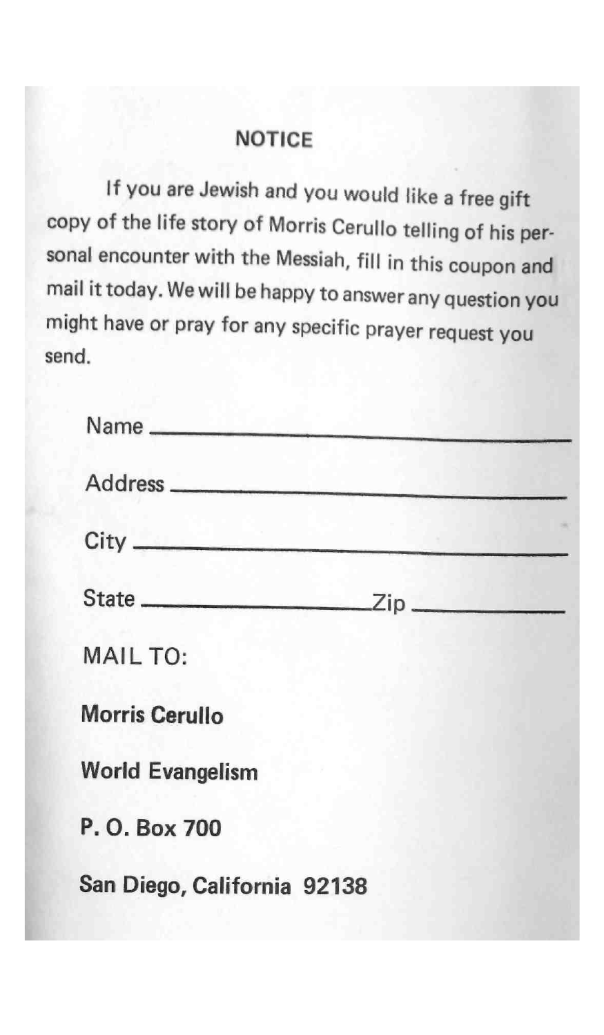## NOTICE

If you are Jewish and you would like a free gift copy of the life story of Morris Cerullo telling of his personal encounter with the Messiah, fill in this coupon and mail it today. We will be happy to answer any question you might have or pray for any specific prayer request you send.

Name ______________________________

Address ______________________________

City ______________________________

State ____________________ Zip ____________

MAIL TO:

**Morris Cerullo**

**World Evangelism**

**P. O. Box 700**

**San Diego, California 92138**